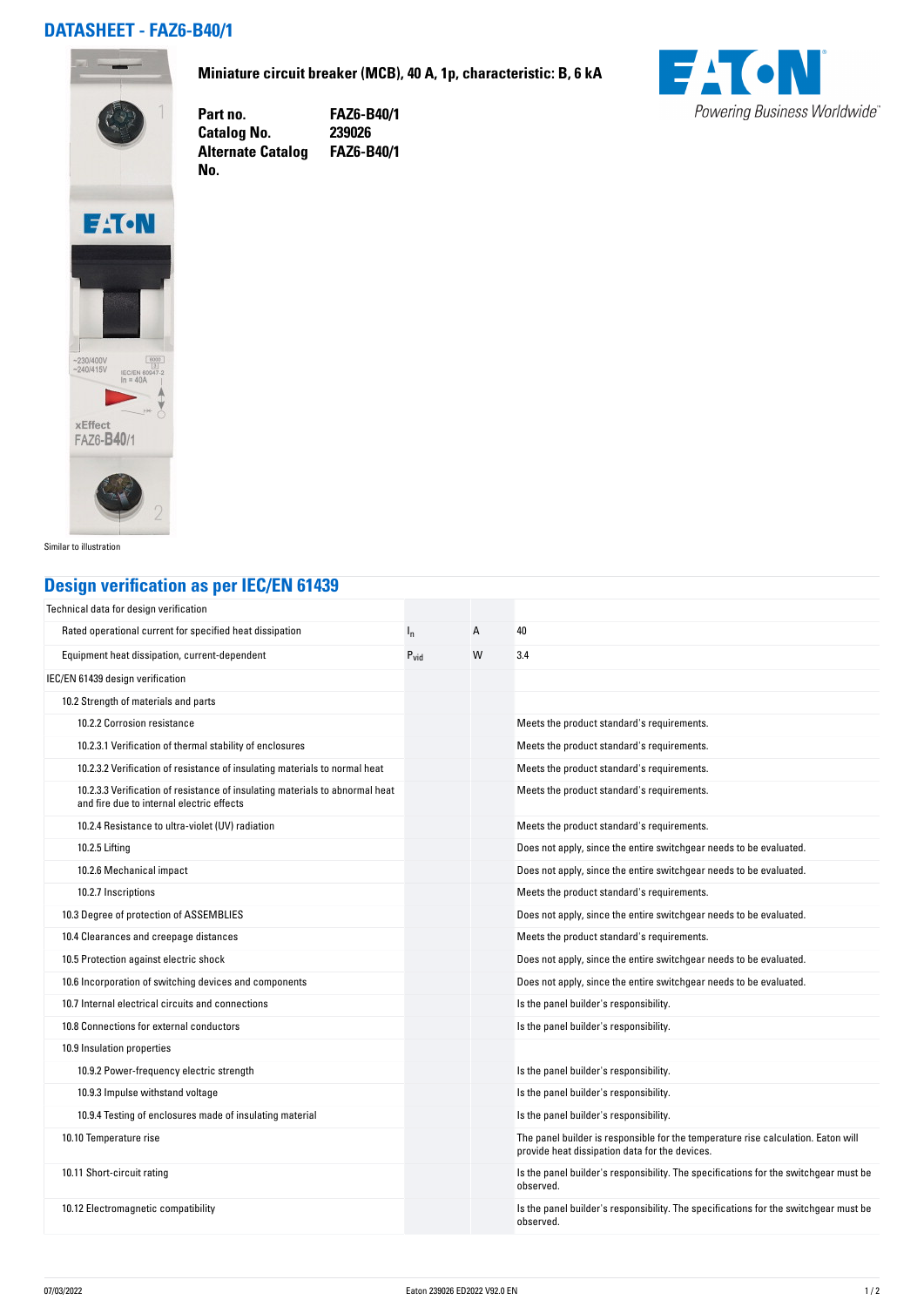# DATASHEET - FAZ6-B40/1

**Miniature circuit breaker (MCB), 40 A, 1p, characteristic: B, 6 kA**

| | |
|---|---|
| **Part no.** | **FAZ6-B40/1** |
| **Catalog No.** | **239026** |
| **Alternate Catalog No.** | **FAZ6-B40/1** |

Powering Business Worldwide

Similar to illustration

## Design verification as per IEC/EN 61439

| | | | |
|---|---|---|---|
| Technical data for design verification | | | |
| Rated operational current for specified heat dissipation | $I_n$ | A | 40 |
| Equipment heat dissipation, current-dependent | $P_{vid}$ | W | 3.4 |
| IEC/EN 61439 design verification | | | |
| 10.2 Strength of materials and parts | | | |
| 10.2.2 Corrosion resistance | | | Meets the product standard's requirements. |
| 10.2.3.1 Verification of thermal stability of enclosures | | | Meets the product standard's requirements. |
| 10.2.3.2 Verification of resistance of insulating materials to normal heat | | | Meets the product standard's requirements. |
| 10.2.3.3 Verification of resistance of insulating materials to abnormal heat and fire due to internal electric effects | | | Meets the product standard's requirements. |
| 10.2.4 Resistance to ultra-violet (UV) radiation | | | Meets the product standard's requirements. |
| 10.2.5 Lifting | | | Does not apply, since the entire switchgear needs to be evaluated. |
| 10.2.6 Mechanical impact | | | Does not apply, since the entire switchgear needs to be evaluated. |
| 10.2.7 Inscriptions | | | Meets the product standard's requirements. |
| 10.3 Degree of protection of ASSEMBLIES | | | Does not apply, since the entire switchgear needs to be evaluated. |
| 10.4 Clearances and creepage distances | | | Meets the product standard's requirements. |
| 10.5 Protection against electric shock | | | Does not apply, since the entire switchgear needs to be evaluated. |
| 10.6 Incorporation of switching devices and components | | | Does not apply, since the entire switchgear needs to be evaluated. |
| 10.7 Internal electrical circuits and connections | | | Is the panel builder's responsibility. |
| 10.8 Connections for external conductors | | | Is the panel builder's responsibility. |
| 10.9 Insulation properties | | | |
| 10.9.2 Power-frequency electric strength | | | Is the panel builder's responsibility. |
| 10.9.3 Impulse withstand voltage | | | Is the panel builder's responsibility. |
| 10.9.4 Testing of enclosures made of insulating material | | | Is the panel builder's responsibility. |
| 10.10 Temperature rise | | | The panel builder is responsible for the temperature rise calculation. Eaton will provide heat dissipation data for the devices. |
| 10.11 Short-circuit rating | | | Is the panel builder's responsibility. The specifications for the switchgear must be observed. |
| 10.12 Electromagnetic compatibility | | | Is the panel builder's responsibility. The specifications for the switchgear must be observed. |

07/03/2022 Eaton 239026 ED2022 V92.0 EN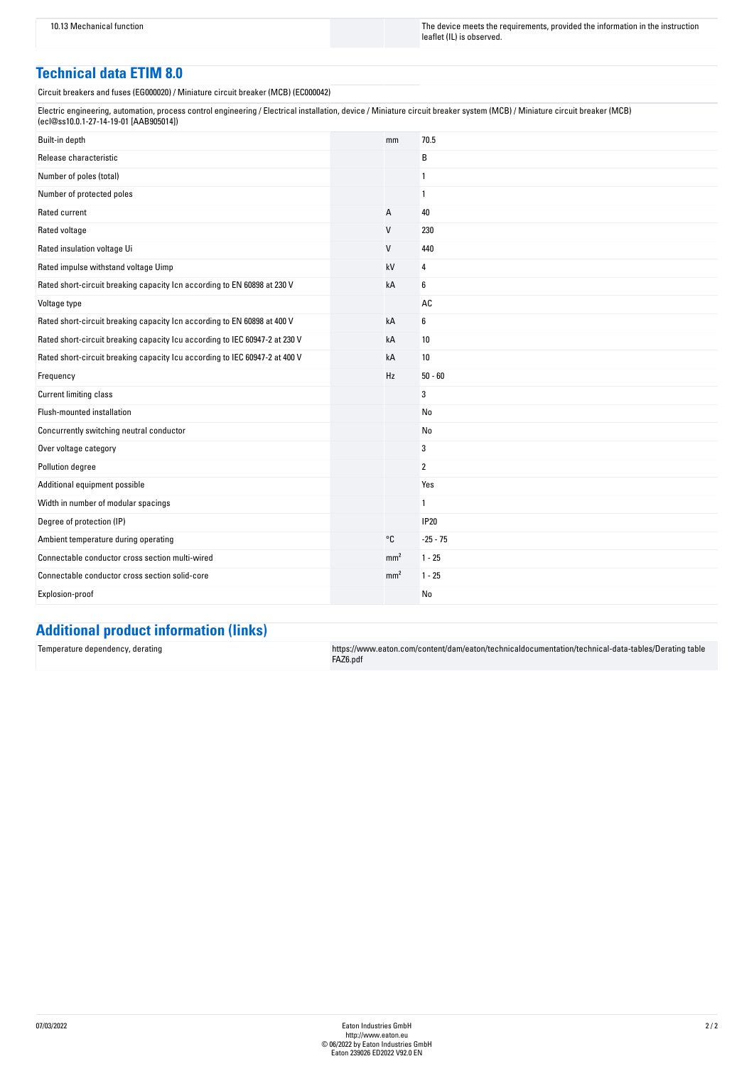| | | |
|---|---|---|
| 10.13 Mechanical function | | The device meets the requirements, provided the information in the instruction leaflet (IL) is observed. |

## Technical data ETIM 8.0

Circuit breakers and fuses (EG000020) / Miniature circuit breaker (MCB) (EC000042)

Electric engineering, automation, process control engineering / Electrical installation, device / Miniature circuit breaker system (MCB) / Miniature circuit breaker (MCB) (ecl@ss10.0.1-27-14-19-01 [AAB905014])

| | | |
|---|---|---|
| Built-in depth | mm | 70.5 |
| Release characteristic | | B |
| Number of poles (total) | | 1 |
| Number of protected poles | | 1 |
| Rated current | A | 40 |
| Rated voltage | V | 230 |
| Rated insulation voltage Ui | V | 440 |
| Rated impulse withstand voltage Uimp | kV | 4 |
| Rated short-circuit breaking capacity Icn according to EN 60898 at 230 V | kA | 6 |
| Voltage type | | AC |
| Rated short-circuit breaking capacity Icn according to EN 60898 at 400 V | kA | 6 |
| Rated short-circuit breaking capacity Icu according to IEC 60947-2 at 230 V | kA | 10 |
| Rated short-circuit breaking capacity Icu according to IEC 60947-2 at 400 V | kA | 10 |
| Frequency | Hz | 50 - 60 |
| Current limiting class | | 3 |
| Flush-mounted installation | | No |
| Concurrently switching neutral conductor | | No |
| Over voltage category | | 3 |
| Pollution degree | | 2 |
| Additional equipment possible | | Yes |
| Width in number of modular spacings | | 1 |
| Degree of protection (IP) | | IP20 |
| Ambient temperature during operating | °C | -25 - 75 |
| Connectable conductor cross section multi-wired | $mm^2$ | 1 - 25 |
| Connectable conductor cross section solid-core | $mm^2$ | 1 - 25 |
| Explosion-proof | | No |

## Additional product information (links)

| | |
|---|---|
| Temperature dependency, derating | https://www.eaton.com/content/dam/eaton/technicaldocumentation/technical-data-tables/Derating table FAZ6.pdf |

07/03/2022

Eaton Industries GmbH
http://www.eaton.eu
© 06/2022 by Eaton Industries GmbH
Eaton 239026 ED2022 V92.0 EN